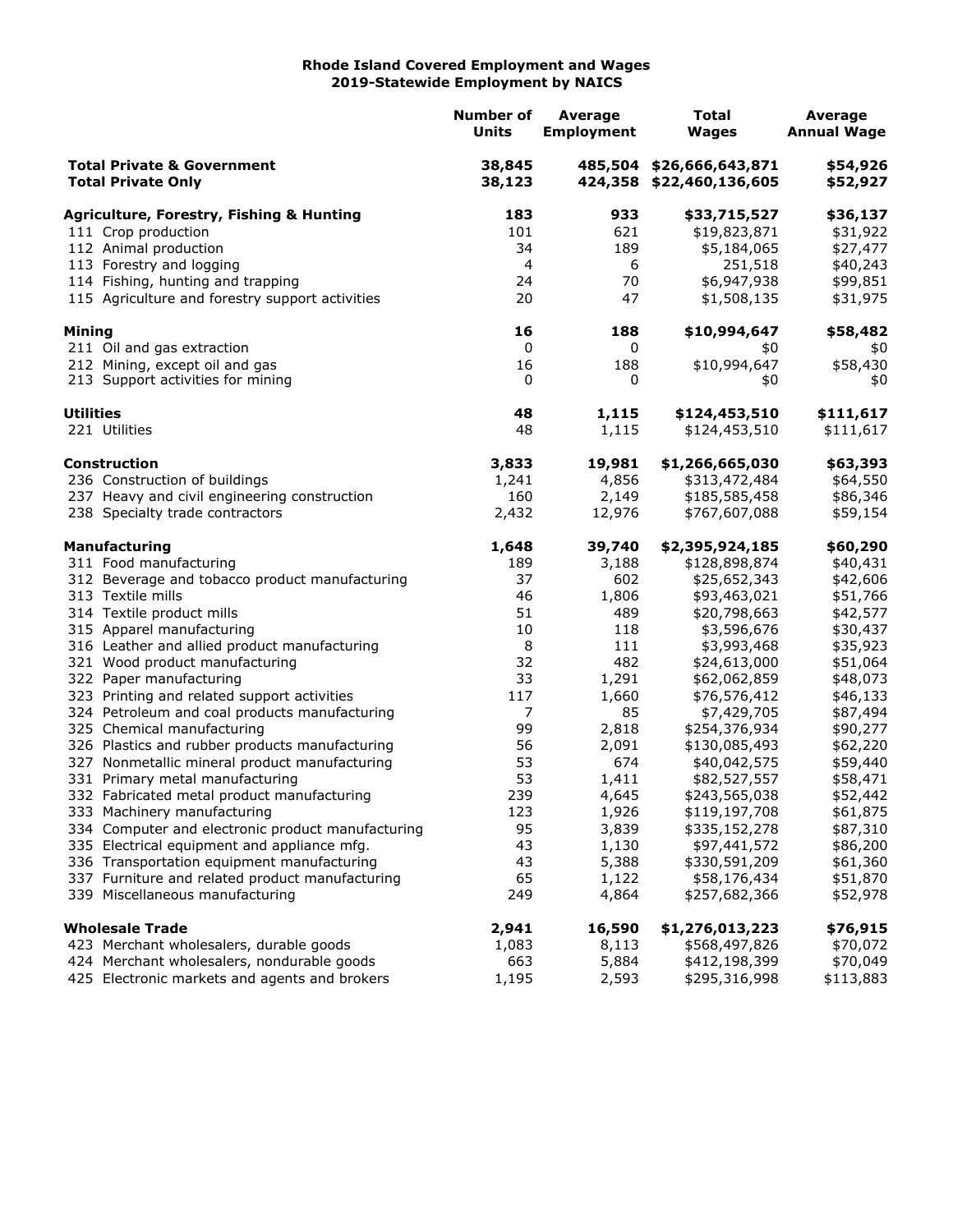# Rhode Island Covered Employment and Wages
## 2019-Statewide Employment by NAICS

| | Number of Units | Average Employment | Total Wages | Average Annual Wage |
|---|---|---|---|---|
| **Total Private & Government** | **38,845** | **485,504** | **$26,666,643,871** | **$54,926** |
| **Total Private Only** | **38,123** | **424,358** | **$22,460,136,605** | **$52,927** |
| | | | | |
| **Agriculture, Forestry, Fishing & Hunting** | **183** | **933** | **$33,715,527** | **$36,137** |
| 111 Crop production | 101 | 621 | $19,823,871 | $31,922 |
| 112 Animal production | 34 | 189 | $5,184,065 | $27,477 |
| 113 Forestry and logging | 4 | 6 | 251,518 | $40,243 |
| 114 Fishing, hunting and trapping | 24 | 70 | $6,947,938 | $99,851 |
| 115 Agriculture and forestry support activities | 20 | 47 | $1,508,135 | $31,975 |
| | | | | |
| **Mining** | **16** | **188** | **$10,994,647** | **$58,482** |
| 211 Oil and gas extraction | 0 | 0 | $0 | $0 |
| 212 Mining, except oil and gas | 16 | 188 | $10,994,647 | $58,430 |
| 213 Support activities for mining | 0 | 0 | $0 | $0 |
| | | | | |
| **Utilities** | **48** | **1,115** | **$124,453,510** | **$111,617** |
| 221 Utilities | 48 | 1,115 | $124,453,510 | $111,617 |
| | | | | |
| **Construction** | **3,833** | **19,981** | **$1,266,665,030** | **$63,393** |
| 236 Construction of buildings | 1,241 | 4,856 | $313,472,484 | $64,550 |
| 237 Heavy and civil engineering construction | 160 | 2,149 | $185,585,458 | $86,346 |
| 238 Specialty trade contractors | 2,432 | 12,976 | $767,607,088 | $59,154 |
| | | | | |
| **Manufacturing** | **1,648** | **39,740** | **$2,395,924,185** | **$60,290** |
| 311 Food manufacturing | 189 | 3,188 | $128,898,874 | $40,431 |
| 312 Beverage and tobacco product manufacturing | 37 | 602 | $25,652,343 | $42,606 |
| 313 Textile mills | 46 | 1,806 | $93,463,021 | $51,766 |
| 314 Textile product mills | 51 | 489 | $20,798,663 | $42,577 |
| 315 Apparel manufacturing | 10 | 118 | $3,596,676 | $30,437 |
| 316 Leather and allied product manufacturing | 8 | 111 | $3,993,468 | $35,923 |
| 321 Wood product manufacturing | 32 | 482 | $24,613,000 | $51,064 |
| 322 Paper manufacturing | 33 | 1,291 | $62,062,859 | $48,073 |
| 323 Printing and related support activities | 117 | 1,660 | $76,576,412 | $46,133 |
| 324 Petroleum and coal products manufacturing | 7 | 85 | $7,429,705 | $87,494 |
| 325 Chemical manufacturing | 99 | 2,818 | $254,376,934 | $90,277 |
| 326 Plastics and rubber products manufacturing | 56 | 2,091 | $130,085,493 | $62,220 |
| 327 Nonmetallic mineral product manufacturing | 53 | 674 | $40,042,575 | $59,440 |
| 331 Primary metal manufacturing | 53 | 1,411 | $82,527,557 | $58,471 |
| 332 Fabricated metal product manufacturing | 239 | 4,645 | $243,565,038 | $52,442 |
| 333 Machinery manufacturing | 123 | 1,926 | $119,197,708 | $61,875 |
| 334 Computer and electronic product manufacturing | 95 | 3,839 | $335,152,278 | $87,310 |
| 335 Electrical equipment and appliance mfg. | 43 | 1,130 | $97,441,572 | $86,200 |
| 336 Transportation equipment manufacturing | 43 | 5,388 | $330,591,209 | $61,360 |
| 337 Furniture and related product manufacturing | 65 | 1,122 | $58,176,434 | $51,870 |
| 339 Miscellaneous manufacturing | 249 | 4,864 | $257,682,366 | $52,978 |
| | | | | |
| **Wholesale Trade** | **2,941** | **16,590** | **$1,276,013,223** | **$76,915** |
| 423 Merchant wholesalers, durable goods | 1,083 | 8,113 | $568,497,826 | $70,072 |
| 424 Merchant wholesalers, nondurable goods | 663 | 5,884 | $412,198,399 | $70,049 |
| 425 Electronic markets and agents and brokers | 1,195 | 2,593 | $295,316,998 | $113,883 |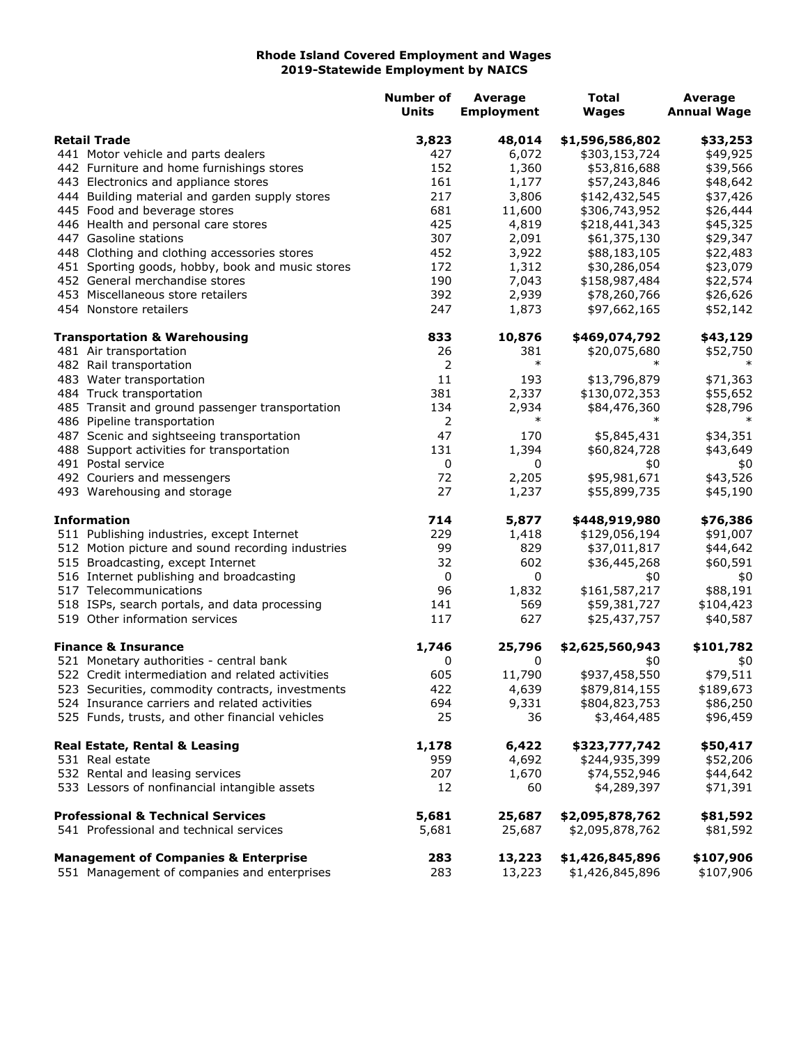# Rhode Island Covered Employment and Wages
## 2019-Statewide Employment by NAICS

| | Number of Units | Average Employment | Total Wages | Average Annual Wage |
|---|---|---|---|---|
| **Retail Trade** | **3,823** | **48,014** | **$1,596,586,802** | **$33,253** |
| 441 Motor vehicle and parts dealers | 427 | 6,072 | $303,153,724 | $49,925 |
| 442 Furniture and home furnishings stores | 152 | 1,360 | $53,816,688 | $39,566 |
| 443 Electronics and appliance stores | 161 | 1,177 | $57,243,846 | $48,642 |
| 444 Building material and garden supply stores | 217 | 3,806 | $142,432,545 | $37,426 |
| 445 Food and beverage stores | 681 | 11,600 | $306,743,952 | $26,444 |
| 446 Health and personal care stores | 425 | 4,819 | $218,441,343 | $45,325 |
| 447 Gasoline stations | 307 | 2,091 | $61,375,130 | $29,347 |
| 448 Clothing and clothing accessories stores | 452 | 3,922 | $88,183,105 | $22,483 |
| 451 Sporting goods, hobby, book and music stores | 172 | 1,312 | $30,286,054 | $23,079 |
| 452 General merchandise stores | 190 | 7,043 | $158,987,484 | $22,574 |
| 453 Miscellaneous store retailers | 392 | 2,939 | $78,260,766 | $26,626 |
| 454 Nonstore retailers | 247 | 1,873 | $97,662,165 | $52,142 |
| **Transportation & Warehousing** | **833** | **10,876** | **$469,074,792** | **$43,129** |
| 481 Air transportation | 26 | 381 | $20,075,680 | $52,750 |
| 482 Rail transportation | 2 | * | * | * |
| 483 Water transportation | 11 | 193 | $13,796,879 | $71,363 |
| 484 Truck transportation | 381 | 2,337 | $130,072,353 | $55,652 |
| 485 Transit and ground passenger transportation | 134 | 2,934 | $84,476,360 | $28,796 |
| 486 Pipeline transportation | 2 | * | * | * |
| 487 Scenic and sightseeing transportation | 47 | 170 | $5,845,431 | $34,351 |
| 488 Support activities for transportation | 131 | 1,394 | $60,824,728 | $43,649 |
| 491 Postal service | 0 | 0 | $0 | $0 |
| 492 Couriers and messengers | 72 | 2,205 | $95,981,671 | $43,526 |
| 493 Warehousing and storage | 27 | 1,237 | $55,899,735 | $45,190 |
| **Information** | **714** | **5,877** | **$448,919,980** | **$76,386** |
| 511 Publishing industries, except Internet | 229 | 1,418 | $129,056,194 | $91,007 |
| 512 Motion picture and sound recording industries | 99 | 829 | $37,011,817 | $44,642 |
| 515 Broadcasting, except Internet | 32 | 602 | $36,445,268 | $60,591 |
| 516 Internet publishing and broadcasting | 0 | 0 | $0 | $0 |
| 517 Telecommunications | 96 | 1,832 | $161,587,217 | $88,191 |
| 518 ISPs, search portals, and data processing | 141 | 569 | $59,381,727 | $104,423 |
| 519 Other information services | 117 | 627 | $25,437,757 | $40,587 |
| **Finance & Insurance** | **1,746** | **25,796** | **$2,625,560,943** | **$101,782** |
| 521 Monetary authorities - central bank | 0 | 0 | $0 | $0 |
| 522 Credit intermediation and related activities | 605 | 11,790 | $937,458,550 | $79,511 |
| 523 Securities, commodity contracts, investments | 422 | 4,639 | $879,814,155 | $189,673 |
| 524 Insurance carriers and related activities | 694 | 9,331 | $804,823,753 | $86,250 |
| 525 Funds, trusts, and other financial vehicles | 25 | 36 | $3,464,485 | $96,459 |
| **Real Estate, Rental & Leasing** | **1,178** | **6,422** | **$323,777,742** | **$50,417** |
| 531 Real estate | 959 | 4,692 | $244,935,399 | $52,206 |
| 532 Rental and leasing services | 207 | 1,670 | $74,552,946 | $44,642 |
| 533 Lessors of nonfinancial intangible assets | 12 | 60 | $4,289,397 | $71,391 |
| **Professional & Technical Services** | **5,681** | **25,687** | **$2,095,878,762** | **$81,592** |
| 541 Professional and technical services | 5,681 | 25,687 | $2,095,878,762 | $81,592 |
| **Management of Companies & Enterprise** | **283** | **13,223** | **$1,426,845,896** | **$107,906** |
| 551 Management of companies and enterprises | 283 | 13,223 | $1,426,845,896 | $107,906 |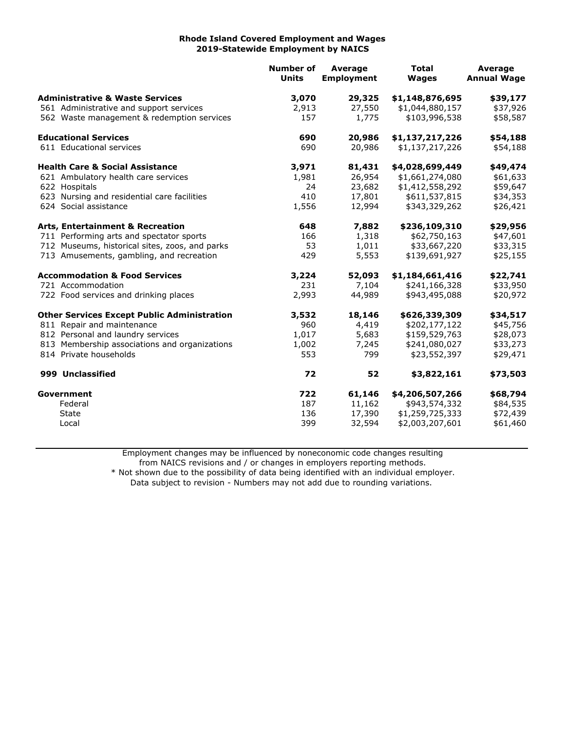**Rhode Island Covered Employment and Wages**
**2019-Statewide Employment by NAICS**

| | Number of Units | Average Employment | Total Wages | Average Annual Wage |
|---|---|---|---|---|
| **Administrative & Waste Services** | **3,070** | **29,325** | **$1,148,876,695** | **$39,177** |
| 561 Administrative and support services | 2,913 | 27,550 | $1,044,880,157 | $37,926 |
| 562 Waste management & redemption services | 157 | 1,775 | $103,996,538 | $58,587 |
| **Educational Services** | **690** | **20,986** | **$1,137,217,226** | **$54,188** |
| 611 Educational services | 690 | 20,986 | $1,137,217,226 | $54,188 |
| **Health Care & Social Assistance** | **3,971** | **81,431** | **$4,028,699,449** | **$49,474** |
| 621 Ambulatory health care services | 1,981 | 26,954 | $1,661,274,080 | $61,633 |
| 622 Hospitals | 24 | 23,682 | $1,412,558,292 | $59,647 |
| 623 Nursing and residential care facilities | 410 | 17,801 | $611,537,815 | $34,353 |
| 624 Social assistance | 1,556 | 12,994 | $343,329,262 | $26,421 |
| **Arts, Entertainment & Recreation** | **648** | **7,882** | **$236,109,310** | **$29,956** |
| 711 Performing arts and spectator sports | 166 | 1,318 | $62,750,163 | $47,601 |
| 712 Museums, historical sites, zoos, and parks | 53 | 1,011 | $33,667,220 | $33,315 |
| 713 Amusements, gambling, and recreation | 429 | 5,553 | $139,691,927 | $25,155 |
| **Accommodation & Food Services** | **3,224** | **52,093** | **$1,184,661,416** | **$22,741** |
| 721 Accommodation | 231 | 7,104 | $241,166,328 | $33,950 |
| 722 Food services and drinking places | 2,993 | 44,989 | $943,495,088 | $20,972 |
| **Other Services Except Public Administration** | **3,532** | **18,146** | **$626,339,309** | **$34,517** |
| 811 Repair and maintenance | 960 | 4,419 | $202,177,122 | $45,756 |
| 812 Personal and laundry services | 1,017 | 5,683 | $159,529,763 | $28,073 |
| 813 Membership associations and organizations | 1,002 | 7,245 | $241,080,027 | $33,273 |
| 814 Private households | 553 | 799 | $23,552,397 | $29,471 |
| **999 Unclassified** | **72** | **52** | **$3,822,161** | **$73,503** |
| **Government** | **722** | **61,146** | **$4,206,507,266** | **$68,794** |
| Federal | 187 | 11,162 | $943,574,332 | $84,535 |
| State | 136 | 17,390 | $1,259,725,333 | $72,439 |
| Local | 399 | 32,594 | $2,003,207,601 | $61,460 |

Employment changes may be influenced by noneconomic code changes resulting from NAICS revisions and / or changes in employers reporting methods.
* Not shown due to the possibility of data being identified with an individual employer.
Data subject to revision - Numbers may not add due to rounding variations.